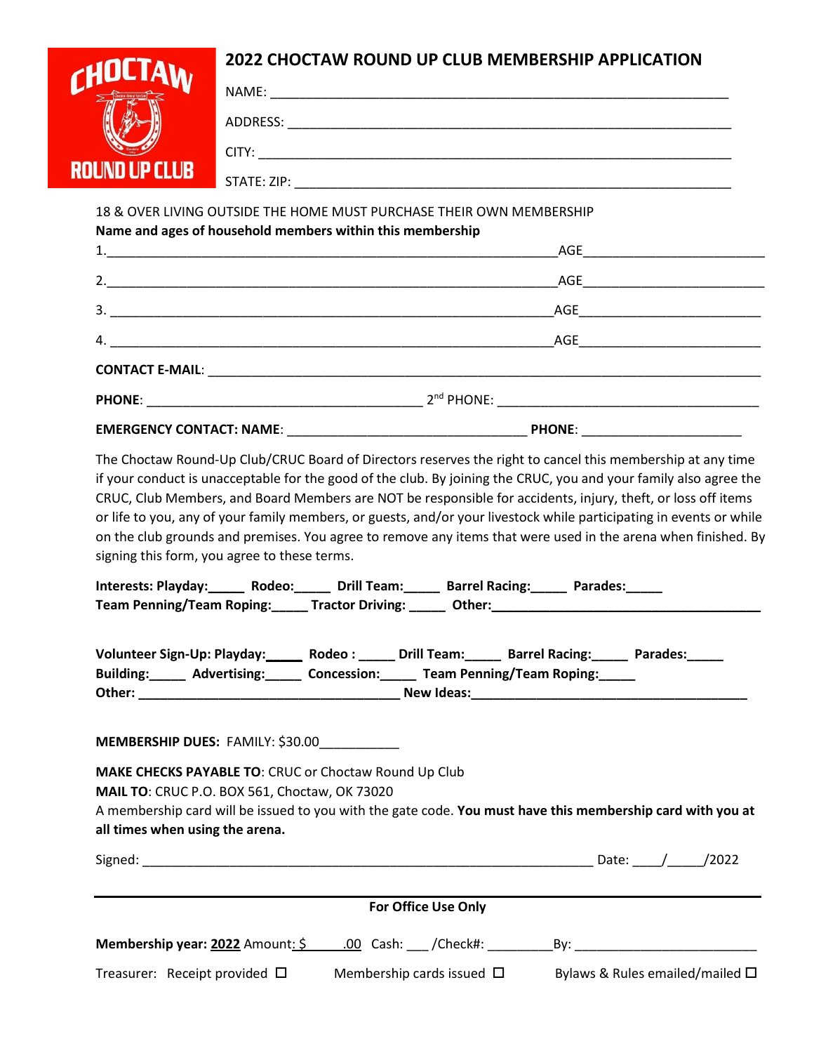# 2022 CHOCTAW ROUND UP CLUB MEMBERSHIP APPLICATION

NAME: ____________________________________________________________

ADDRESS: __________________________________________________________

CITY: _____________________________________________________________

STATE: ZIP: ________________________________________________________

18 & OVER LIVING OUTSIDE THE HOME MUST PURCHASE THEIR OWN MEMBERSHIP

**Name and ages of household members within this membership**

1.____________________________________________________________AGE________________________

2.____________________________________________________________AGE________________________

3. ___________________________________________________________AGE________________________

4. ___________________________________________________________AGE________________________

**CONTACT E-MAIL**: ___________________________________________________________________________

**PHONE**: _____________________________________ 2nd PHONE: ___________________________________

**EMERGENCY CONTACT: NAME**: ________________________________ **PHONE**: ______________________

The Choctaw Round-Up Club/CRUC Board of Directors reserves the right to cancel this membership at any time if your conduct is unacceptable for the good of the club. By joining the CRUC, you and your family also agree the CRUC, Club Members, and Board Members are NOT be responsible for accidents, injury, theft, or loss off items or life to you, any of your family members, or guests, and/or your livestock while participating in events or while on the club grounds and premises. You agree to remove any items that were used in the arena when finished. By signing this form, you agree to these terms.

**Interests: Playday:_____ Rodeo:_____ Drill Team:_____ Barrel Racing:_____ Parades:_____**
**Team Penning/Team Roping:_____ Tractor Driving: _____ Other:______________________________________**

**Volunteer Sign-Up: Playday:_____ Rodeo : _____ Drill Team:_____ Barrel Racing:_____ Parades:_____**
**Building:_____ Advertising:_____ Concession:_____ Team Penning/Team Roping:_____**
**Other: ___________________________________ New Ideas:_____________________________________**

**MEMBERSHIP DUES:** FAMILY: $30.00___________

**MAKE CHECKS PAYABLE TO**: CRUC or Choctaw Round Up Club

**MAIL TO**: CRUC P.O. BOX 561, Choctaw, OK 73020

A membership card will be issued to you with the gate code. **You must have this membership card with you at all times when using the arena.**

Signed: ____________________________________________________________ Date: ____/_____/2022

---

**For Office Use Only**

**Membership year: 2022** Amount: $ ______.00 Cash: ___ /Check#: _________By: _________________________

Treasurer: Receipt provided ☐ Membership cards issued ☐ Bylaws & Rules emailed/mailed ☐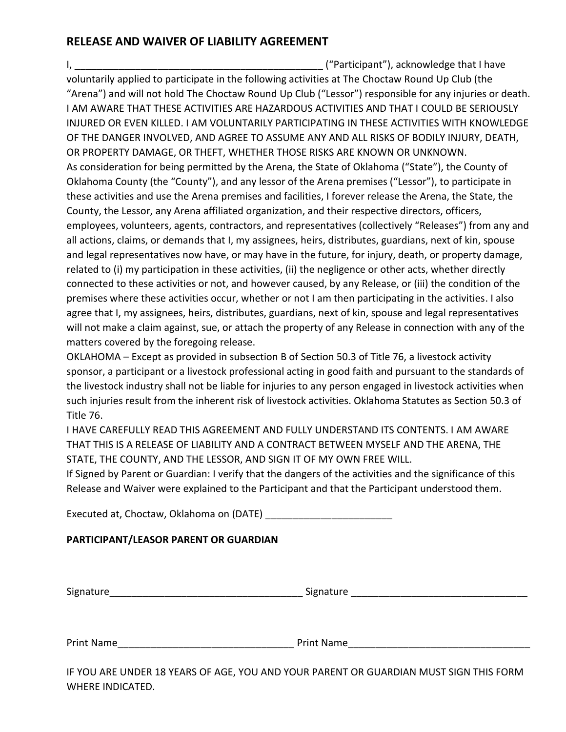## RELEASE AND WAIVER OF LIABILITY AGREEMENT

I, ______________________________________________ ("Participant"), acknowledge that I have voluntarily applied to participate in the following activities at The Choctaw Round Up Club (the "Arena") and will not hold The Choctaw Round Up Club ("Lessor") responsible for any injuries or death. I AM AWARE THAT THESE ACTIVITIES ARE HAZARDOUS ACTIVITIES AND THAT I COULD BE SERIOUSLY INJURED OR EVEN KILLED. I AM VOLUNTARILY PARTICIPATING IN THESE ACTIVITIES WITH KNOWLEDGE OF THE DANGER INVOLVED, AND AGREE TO ASSUME ANY AND ALL RISKS OF BODILY INJURY, DEATH, OR PROPERTY DAMAGE, OR THEFT, WHETHER THOSE RISKS ARE KNOWN OR UNKNOWN.

As consideration for being permitted by the Arena, the State of Oklahoma ("State"), the County of Oklahoma County (the "County"), and any lessor of the Arena premises ("Lessor"), to participate in these activities and use the Arena premises and facilities, I forever release the Arena, the State, the County, the Lessor, any Arena affiliated organization, and their respective directors, officers, employees, volunteers, agents, contractors, and representatives (collectively "Releases") from any and all actions, claims, or demands that I, my assignees, heirs, distributes, guardians, next of kin, spouse and legal representatives now have, or may have in the future, for injury, death, or property damage, related to (i) my participation in these activities, (ii) the negligence or other acts, whether directly connected to these activities or not, and however caused, by any Release, or (iii) the condition of the premises where these activities occur, whether or not I am then participating in the activities. I also agree that I, my assignees, heirs, distributes, guardians, next of kin, spouse and legal representatives will not make a claim against, sue, or attach the property of any Release in connection with any of the matters covered by the foregoing release.

OKLAHOMA – Except as provided in subsection B of Section 50.3 of Title 76, a livestock activity sponsor, a participant or a livestock professional acting in good faith and pursuant to the standards of the livestock industry shall not be liable for injuries to any person engaged in livestock activities when such injuries result from the inherent risk of livestock activities. Oklahoma Statutes as Section 50.3 of Title 76.

I HAVE CAREFULLY READ THIS AGREEMENT AND FULLY UNDERSTAND ITS CONTENTS. I AM AWARE THAT THIS IS A RELEASE OF LIABILITY AND A CONTRACT BETWEEN MYSELF AND THE ARENA, THE STATE, THE COUNTY, AND THE LESSOR, AND SIGN IT OF MY OWN FREE WILL.

If Signed by Parent or Guardian: I verify that the dangers of the activities and the significance of this Release and Waiver were explained to the Participant and that the Participant understood them.

Executed at, Choctaw, Oklahoma on (DATE) _______________________

**PARTICIPANT/LEASOR PARENT OR GUARDIAN**

Signature___________________________________ Signature ________________________________

Print Name________________________________ Print Name_________________________________

IF YOU ARE UNDER 18 YEARS OF AGE, YOU AND YOUR PARENT OR GUARDIAN MUST SIGN THIS FORM WHERE INDICATED.